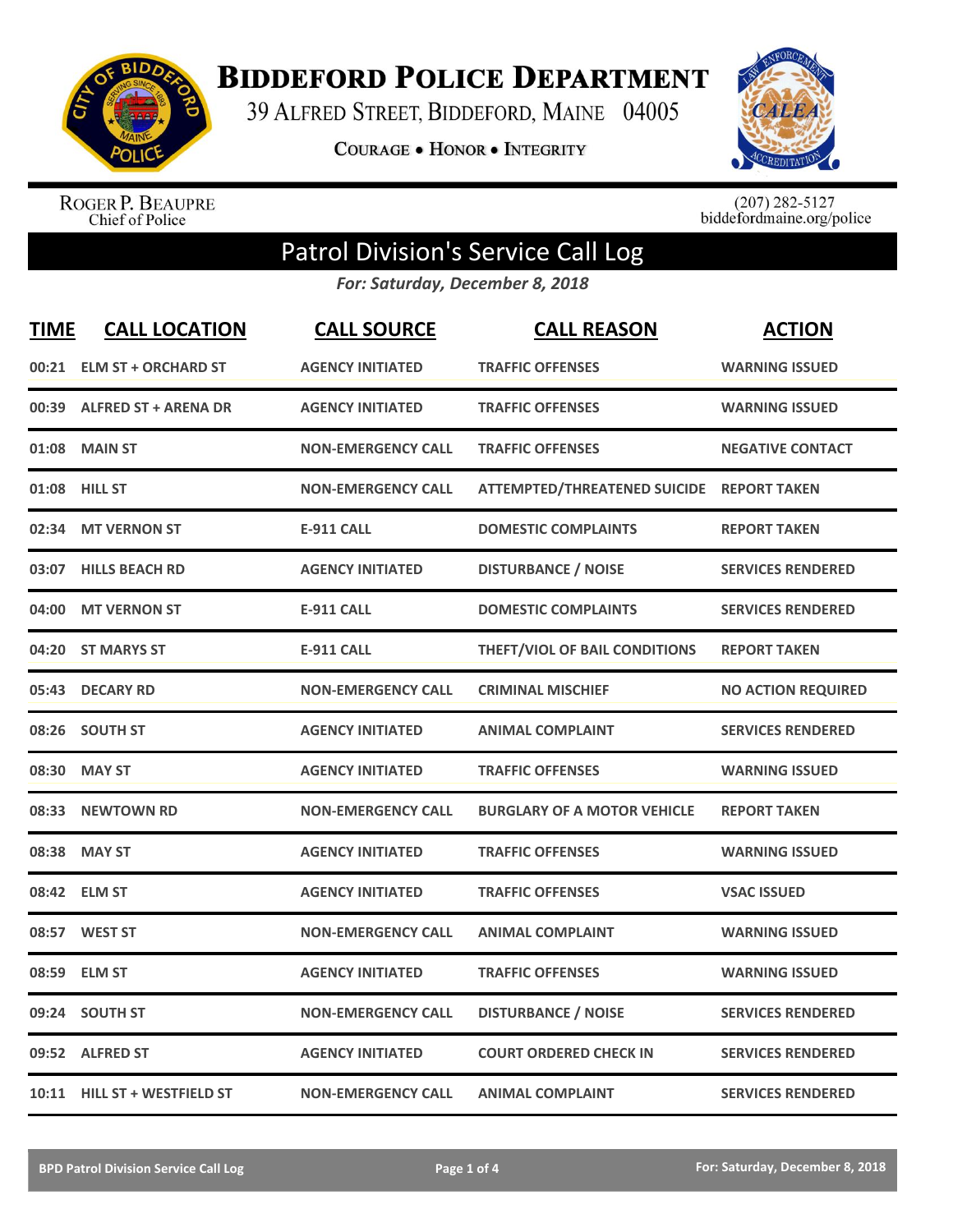# BIDDEFORD POLICE DEPARTMENT

39 ALFRED STREET, BIDDEFORD, MAINE 04005

COURAGE • HONOR • INTEGRITY

ROGER P. BEAUPRE
Chief of Police

(207) 282-5127
biddefordmaine.org/police

## Patrol Division's Service Call Log

*For: Saturday, December 8, 2018*

| TIME | CALL LOCATION | CALL SOURCE | CALL REASON | ACTION |
|---|---|---|---|---|
| 00:21 | ELM ST + ORCHARD ST | AGENCY INITIATED | TRAFFIC OFFENSES | WARNING ISSUED |
| 00:39 | ALFRED ST + ARENA DR | AGENCY INITIATED | TRAFFIC OFFENSES | WARNING ISSUED |
| 01:08 | MAIN ST | NON-EMERGENCY CALL | TRAFFIC OFFENSES | NEGATIVE CONTACT |
| 01:08 | HILL ST | NON-EMERGENCY CALL | ATTEMPTED/THREATENED SUICIDE | REPORT TAKEN |
| 02:34 | MT VERNON ST | E-911 CALL | DOMESTIC COMPLAINTS | REPORT TAKEN |
| 03:07 | HILLS BEACH RD | AGENCY INITIATED | DISTURBANCE / NOISE | SERVICES RENDERED |
| 04:00 | MT VERNON ST | E-911 CALL | DOMESTIC COMPLAINTS | SERVICES RENDERED |
| 04:20 | ST MARYS ST | E-911 CALL | THEFT/VIOL OF BAIL CONDITIONS | REPORT TAKEN |
| 05:43 | DECARY RD | NON-EMERGENCY CALL | CRIMINAL MISCHIEF | NO ACTION REQUIRED |
| 08:26 | SOUTH ST | AGENCY INITIATED | ANIMAL COMPLAINT | SERVICES RENDERED |
| 08:30 | MAY ST | AGENCY INITIATED | TRAFFIC OFFENSES | WARNING ISSUED |
| 08:33 | NEWTOWN RD | NON-EMERGENCY CALL | BURGLARY OF A MOTOR VEHICLE | REPORT TAKEN |
| 08:38 | MAY ST | AGENCY INITIATED | TRAFFIC OFFENSES | WARNING ISSUED |
| 08:42 | ELM ST | AGENCY INITIATED | TRAFFIC OFFENSES | VSAC ISSUED |
| 08:57 | WEST ST | NON-EMERGENCY CALL | ANIMAL COMPLAINT | WARNING ISSUED |
| 08:59 | ELM ST | AGENCY INITIATED | TRAFFIC OFFENSES | WARNING ISSUED |
| 09:24 | SOUTH ST | NON-EMERGENCY CALL | DISTURBANCE / NOISE | SERVICES RENDERED |
| 09:52 | ALFRED ST | AGENCY INITIATED | COURT ORDERED CHECK IN | SERVICES RENDERED |
| 10:11 | HILL ST + WESTFIELD ST | NON-EMERGENCY CALL | ANIMAL COMPLAINT | SERVICES RENDERED |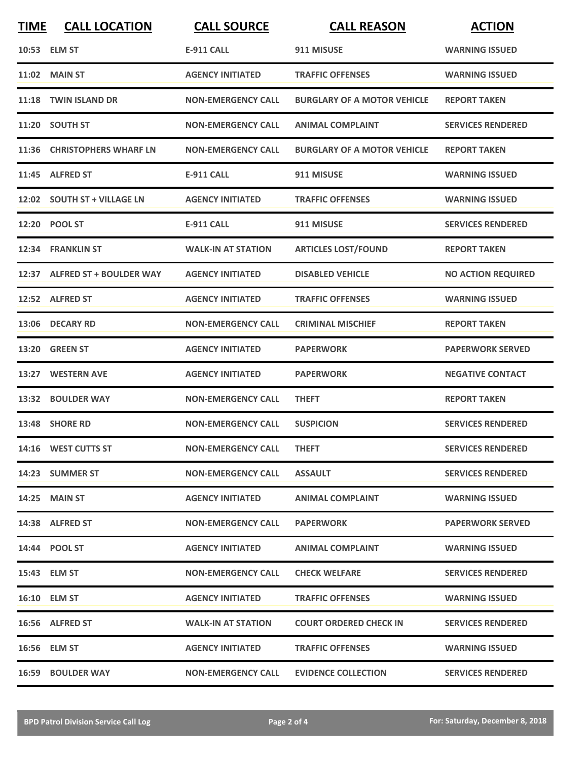| TIME | CALL LOCATION | CALL SOURCE | CALL REASON | ACTION |
|---|---|---|---|---|
| 10:53 | ELM ST | E-911 CALL | 911 MISUSE | WARNING ISSUED |
| 11:02 | MAIN ST | AGENCY INITIATED | TRAFFIC OFFENSES | WARNING ISSUED |
| 11:18 | TWIN ISLAND DR | NON-EMERGENCY CALL | BURGLARY OF A MOTOR VEHICLE | REPORT TAKEN |
| 11:20 | SOUTH ST | NON-EMERGENCY CALL | ANIMAL COMPLAINT | SERVICES RENDERED |
| 11:36 | CHRISTOPHERS WHARF LN | NON-EMERGENCY CALL | BURGLARY OF A MOTOR VEHICLE | REPORT TAKEN |
| 11:45 | ALFRED ST | E-911 CALL | 911 MISUSE | WARNING ISSUED |
| 12:02 | SOUTH ST + VILLAGE LN | AGENCY INITIATED | TRAFFIC OFFENSES | WARNING ISSUED |
| 12:20 | POOL ST | E-911 CALL | 911 MISUSE | SERVICES RENDERED |
| 12:34 | FRANKLIN ST | WALK-IN AT STATION | ARTICLES LOST/FOUND | REPORT TAKEN |
| 12:37 | ALFRED ST + BOULDER WAY | AGENCY INITIATED | DISABLED VEHICLE | NO ACTION REQUIRED |
| 12:52 | ALFRED ST | AGENCY INITIATED | TRAFFIC OFFENSES | WARNING ISSUED |
| 13:06 | DECARY RD | NON-EMERGENCY CALL | CRIMINAL MISCHIEF | REPORT TAKEN |
| 13:20 | GREEN ST | AGENCY INITIATED | PAPERWORK | PAPERWORK SERVED |
| 13:27 | WESTERN AVE | AGENCY INITIATED | PAPERWORK | NEGATIVE CONTACT |
| 13:32 | BOULDER WAY | NON-EMERGENCY CALL | THEFT | REPORT TAKEN |
| 13:48 | SHORE RD | NON-EMERGENCY CALL | SUSPICION | SERVICES RENDERED |
| 14:16 | WEST CUTTS ST | NON-EMERGENCY CALL | THEFT | SERVICES RENDERED |
| 14:23 | SUMMER ST | NON-EMERGENCY CALL | ASSAULT | SERVICES RENDERED |
| 14:25 | MAIN ST | AGENCY INITIATED | ANIMAL COMPLAINT | WARNING ISSUED |
| 14:38 | ALFRED ST | NON-EMERGENCY CALL | PAPERWORK | PAPERWORK SERVED |
| 14:44 | POOL ST | AGENCY INITIATED | ANIMAL COMPLAINT | WARNING ISSUED |
| 15:43 | ELM ST | NON-EMERGENCY CALL | CHECK WELFARE | SERVICES RENDERED |
| 16:10 | ELM ST | AGENCY INITIATED | TRAFFIC OFFENSES | WARNING ISSUED |
| 16:56 | ALFRED ST | WALK-IN AT STATION | COURT ORDERED CHECK IN | SERVICES RENDERED |
| 16:56 | ELM ST | AGENCY INITIATED | TRAFFIC OFFENSES | WARNING ISSUED |
| 16:59 | BOULDER WAY | NON-EMERGENCY CALL | EVIDENCE COLLECTION | SERVICES RENDERED |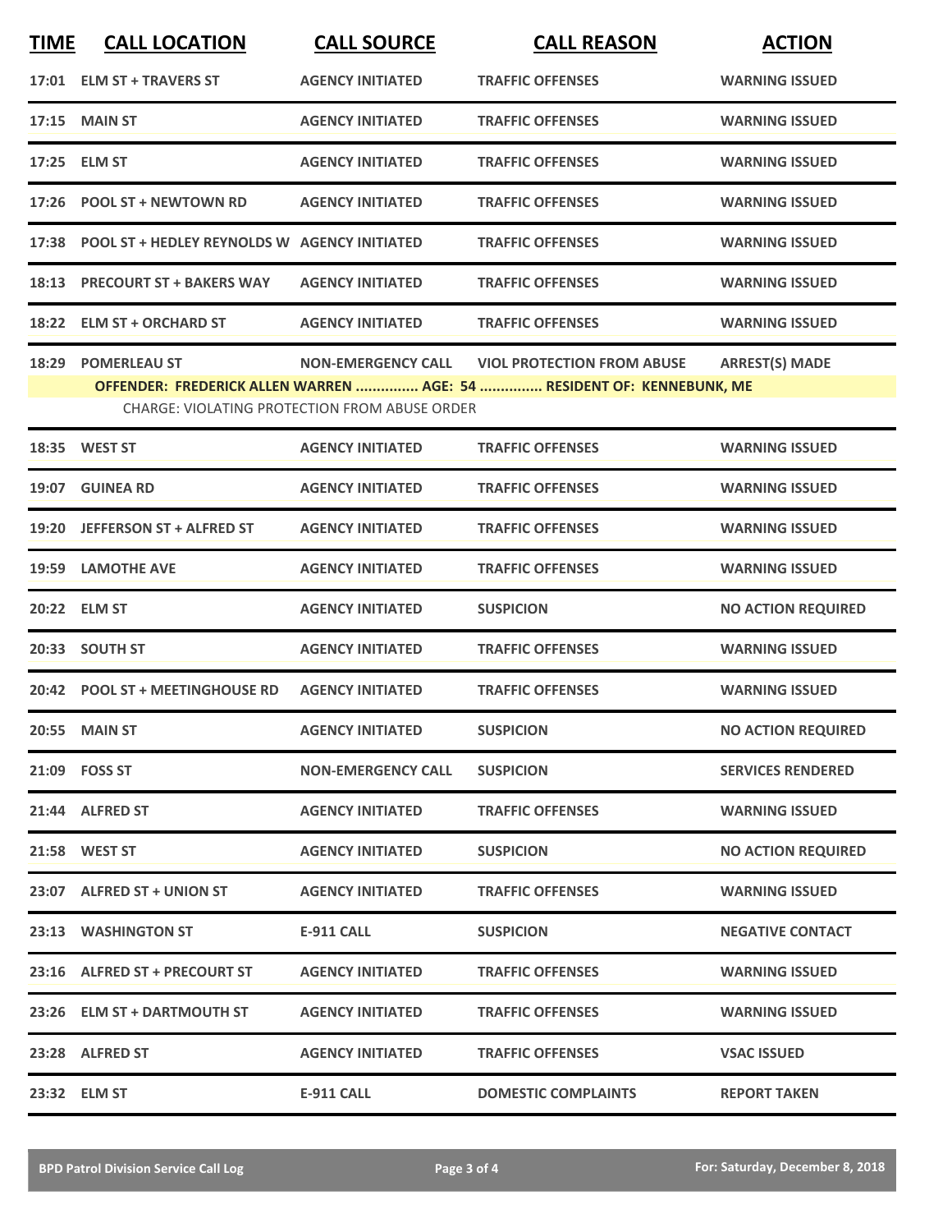| TIME | CALL LOCATION | CALL SOURCE | CALL REASON | ACTION |
|---|---|---|---|---|
| 17:01 | ELM ST + TRAVERS ST | AGENCY INITIATED | TRAFFIC OFFENSES | WARNING ISSUED |
| 17:15 | MAIN ST | AGENCY INITIATED | TRAFFIC OFFENSES | WARNING ISSUED |
| 17:25 | ELM ST | AGENCY INITIATED | TRAFFIC OFFENSES | WARNING ISSUED |
| 17:26 | POOL ST + NEWTOWN RD | AGENCY INITIATED | TRAFFIC OFFENSES | WARNING ISSUED |
| 17:38 | POOL ST + HEDLEY REYNOLDS W | AGENCY INITIATED | TRAFFIC OFFENSES | WARNING ISSUED |
| 18:13 | PRECOURT ST + BAKERS WAY | AGENCY INITIATED | TRAFFIC OFFENSES | WARNING ISSUED |
| 18:22 | ELM ST + ORCHARD ST | AGENCY INITIATED | TRAFFIC OFFENSES | WARNING ISSUED |
| 18:29 | POMERLEAU ST | NON-EMERGENCY CALL | VIOL PROTECTION FROM ABUSE | ARREST(S) MADE |
| | OFFENDER: FREDERICK ALLEN WARREN ............... AGE: 54 ............... RESIDENT OF: KENNEBUNK, ME | | | |
| | CHARGE: VIOLATING PROTECTION FROM ABUSE ORDER | | | |
| 18:35 | WEST ST | AGENCY INITIATED | TRAFFIC OFFENSES | WARNING ISSUED |
| 19:07 | GUINEA RD | AGENCY INITIATED | TRAFFIC OFFENSES | WARNING ISSUED |
| 19:20 | JEFFERSON ST + ALFRED ST | AGENCY INITIATED | TRAFFIC OFFENSES | WARNING ISSUED |
| 19:59 | LAMOTHE AVE | AGENCY INITIATED | TRAFFIC OFFENSES | WARNING ISSUED |
| 20:22 | ELM ST | AGENCY INITIATED | SUSPICION | NO ACTION REQUIRED |
| 20:33 | SOUTH ST | AGENCY INITIATED | TRAFFIC OFFENSES | WARNING ISSUED |
| 20:42 | POOL ST + MEETINGHOUSE RD | AGENCY INITIATED | TRAFFIC OFFENSES | WARNING ISSUED |
| 20:55 | MAIN ST | AGENCY INITIATED | SUSPICION | NO ACTION REQUIRED |
| 21:09 | FOSS ST | NON-EMERGENCY CALL | SUSPICION | SERVICES RENDERED |
| 21:44 | ALFRED ST | AGENCY INITIATED | TRAFFIC OFFENSES | WARNING ISSUED |
| 21:58 | WEST ST | AGENCY INITIATED | SUSPICION | NO ACTION REQUIRED |
| 23:07 | ALFRED ST + UNION ST | AGENCY INITIATED | TRAFFIC OFFENSES | WARNING ISSUED |
| 23:13 | WASHINGTON ST | E-911 CALL | SUSPICION | NEGATIVE CONTACT |
| 23:16 | ALFRED ST + PRECOURT ST | AGENCY INITIATED | TRAFFIC OFFENSES | WARNING ISSUED |
| 23:26 | ELM ST + DARTMOUTH ST | AGENCY INITIATED | TRAFFIC OFFENSES | WARNING ISSUED |
| 23:28 | ALFRED ST | AGENCY INITIATED | TRAFFIC OFFENSES | VSAC ISSUED |
| 23:32 | ELM ST | E-911 CALL | DOMESTIC COMPLAINTS | REPORT TAKEN |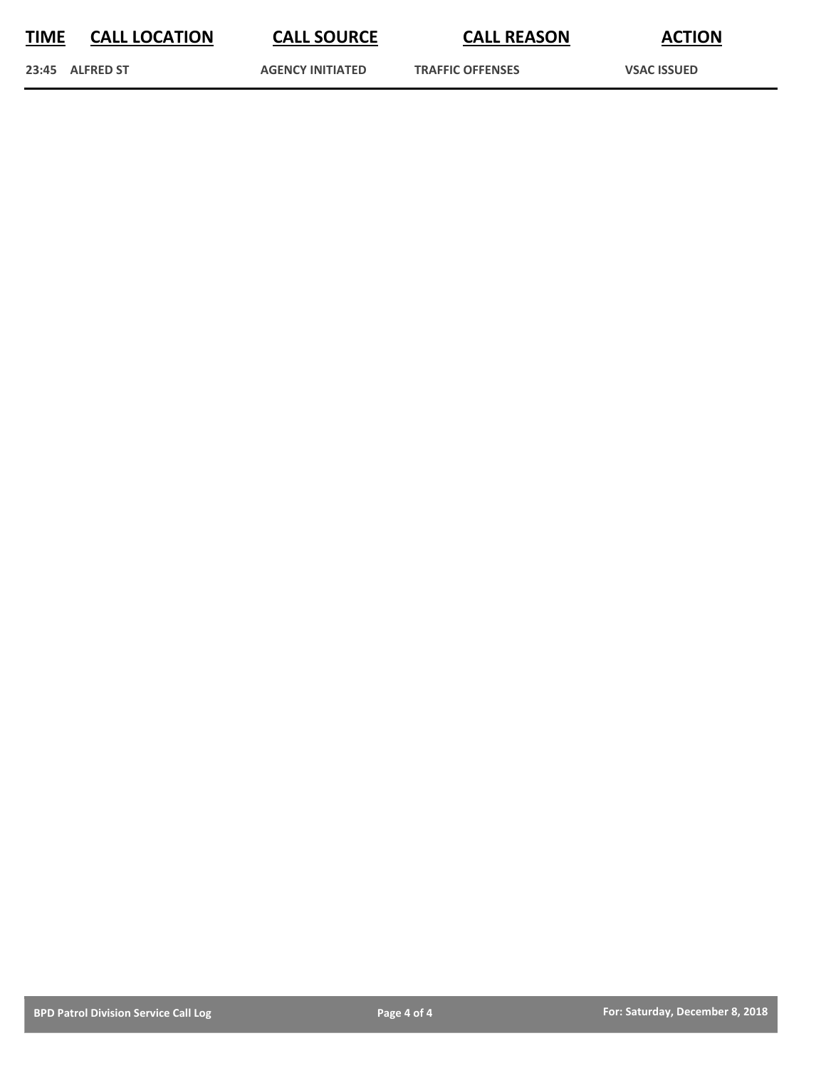| TIME | CALL LOCATION | CALL SOURCE | CALL REASON | ACTION |
| --- | --- | --- | --- | --- |
| 23:45 | ALFRED ST | AGENCY INITIATED | TRAFFIC OFFENSES | VSAC ISSUED |